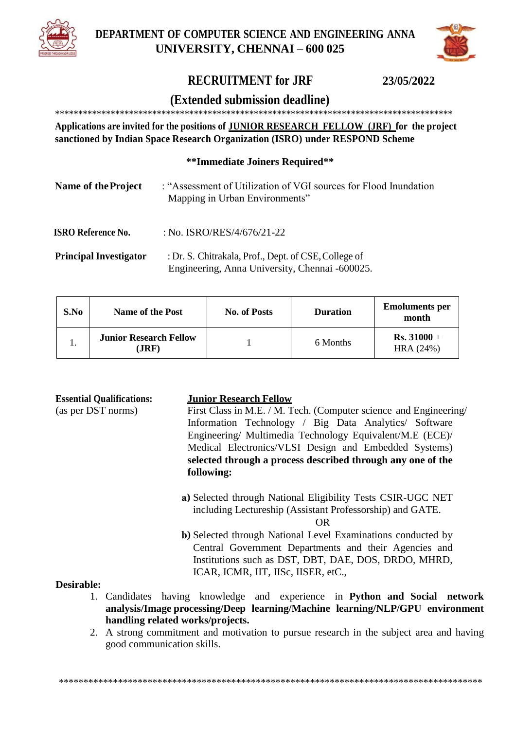# DEPARTMENT OF COMPUTER SCIENCE AND ENGINEERING ANNA UNIVERSITY, CHENNAI – 600 025

## RECRUITMENT for JRF

**23/05/2022**

## (Extended submission deadline)

**********************************************************************************

**Applications are invited for the positions of <u>JUNIOR RESEARCH FELLOW (JRF)</u> for the project sanctioned by Indian Space Research Organization (ISRO) under RESPOND Scheme**

**\*\*Immediate Joiners Required\*\***

**Name of the Project** : "Assessment of Utilization of VGI sources for Flood Inundation Mapping in Urban Environments"

**ISRO Reference No.** : No. ISRO/RES/4/676/21-22

**Principal Investigator** : Dr. S. Chitrakala, Prof., Dept. of CSE, College of Engineering, Anna University, Chennai -600025.

| S.No | Name of the Post | No. of Posts | Duration | Emoluments per month |
|---|---|---|---|---|
| 1. | **Junior Research Fellow (JRF)** | 1 | 6 Months | **Rs. 31000** + HRA (24%) |

**Essential Qualifications:** (as per DST norms)

**<u>Junior Research Fellow</u>**

First Class in M.E. / M. Tech. (Computer science and Engineering/ Information Technology / Big Data Analytics/ Software Engineering/ Multimedia Technology Equivalent/M.E (ECE)/ Medical Electronics/VLSI Design and Embedded Systems) **selected through a process described through any one of the following:**

**a)** Selected through National Eligibility Tests CSIR-UGC NET including Lectureship (Assistant Professorship) and GATE.

OR

**b)** Selected through National Level Examinations conducted by Central Government Departments and their Agencies and Institutions such as DST, DBT, DAE, DOS, DRDO, MHRD, ICAR, ICMR, IIT, IISc, IISER, etc.,

**Desirable:**

1. Candidates having knowledge and experience in **Python and Social network analysis/Image processing/Deep learning/Machine learning/NLP/GPU environment handling related works/projects.**
2. A strong commitment and motivation to pursue research in the subject area and having good communication skills.

**********************************************************************************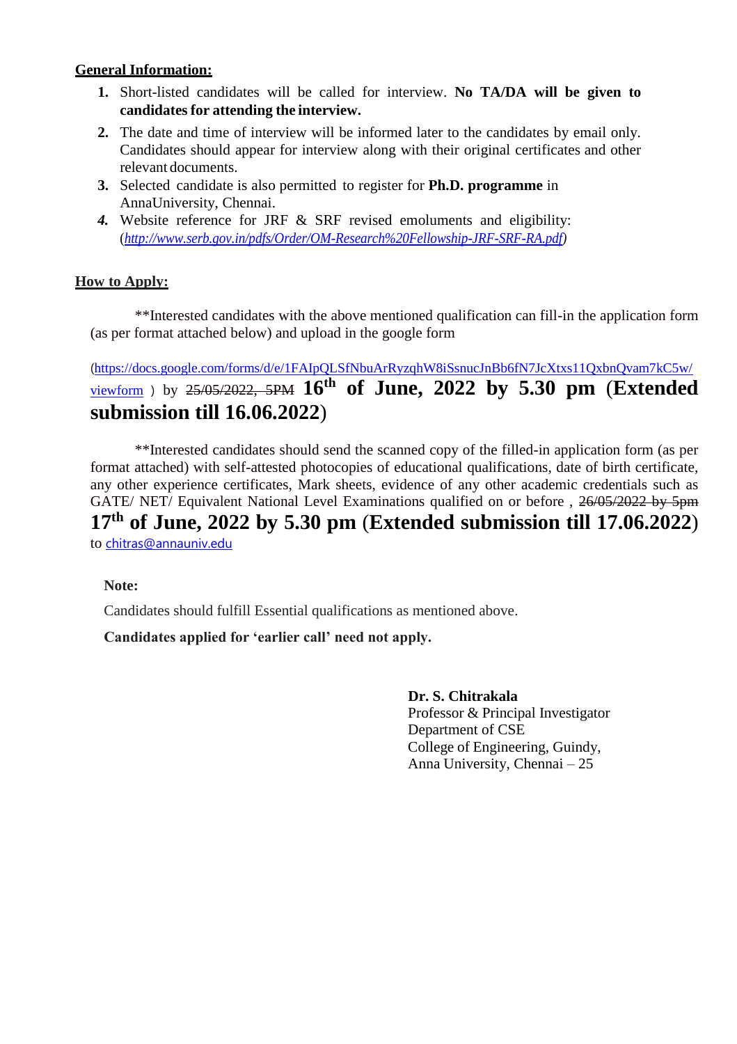**General Information:**

1. Short-listed candidates will be called for interview. **No TA/DA will be given to candidates for attending the interview.**
2. The date and time of interview will be informed later to the candidates by email only. Candidates should appear for interview along with their original certificates and other relevant documents.
3. Selected candidate is also permitted to register for **Ph.D. programme** in AnnaUniversity, Chennai.
4. Website reference for JRF & SRF revised emoluments and eligibility: (*http://www.serb.gov.in/pdfs/Order/OM-Research%20Fellowship-JRF-SRF-RA.pdf*)

**How to Apply:**

**Interested candidates with the above mentioned qualification can fill-in the application form (as per format attached below) and upload in the google form

(https://docs.google.com/forms/d/e/1FAIpQLSfNbuArRyzqhW8iSsnucJnBb6fN7JcXtxs11QxbnQvam7kC5w/viewform ) by ~~25/05/2022, 5PM~~ **16th of June, 2022 by 5.30 pm (Extended submission till 16.06.2022)**

**Interested candidates should send the scanned copy of the filled-in application form (as per format attached) with self-attested photocopies of educational qualifications, date of birth certificate, any other experience certificates, Mark sheets, evidence of any other academic credentials such as GATE/ NET/ Equivalent National Level Examinations qualified on or before , ~~26/05/2022 by 5pm~~ **17th of June, 2022 by 5.30 pm (Extended submission till 17.06.2022)** to chitras@annauniv.edu

**Note:**

Candidates should fulfill Essential qualifications as mentioned above.

**Candidates applied for 'earlier call' need not apply.**

**Dr. S. Chitrakala**
Professor & Principal Investigator
Department of CSE
College of Engineering, Guindy,
Anna University, Chennai – 25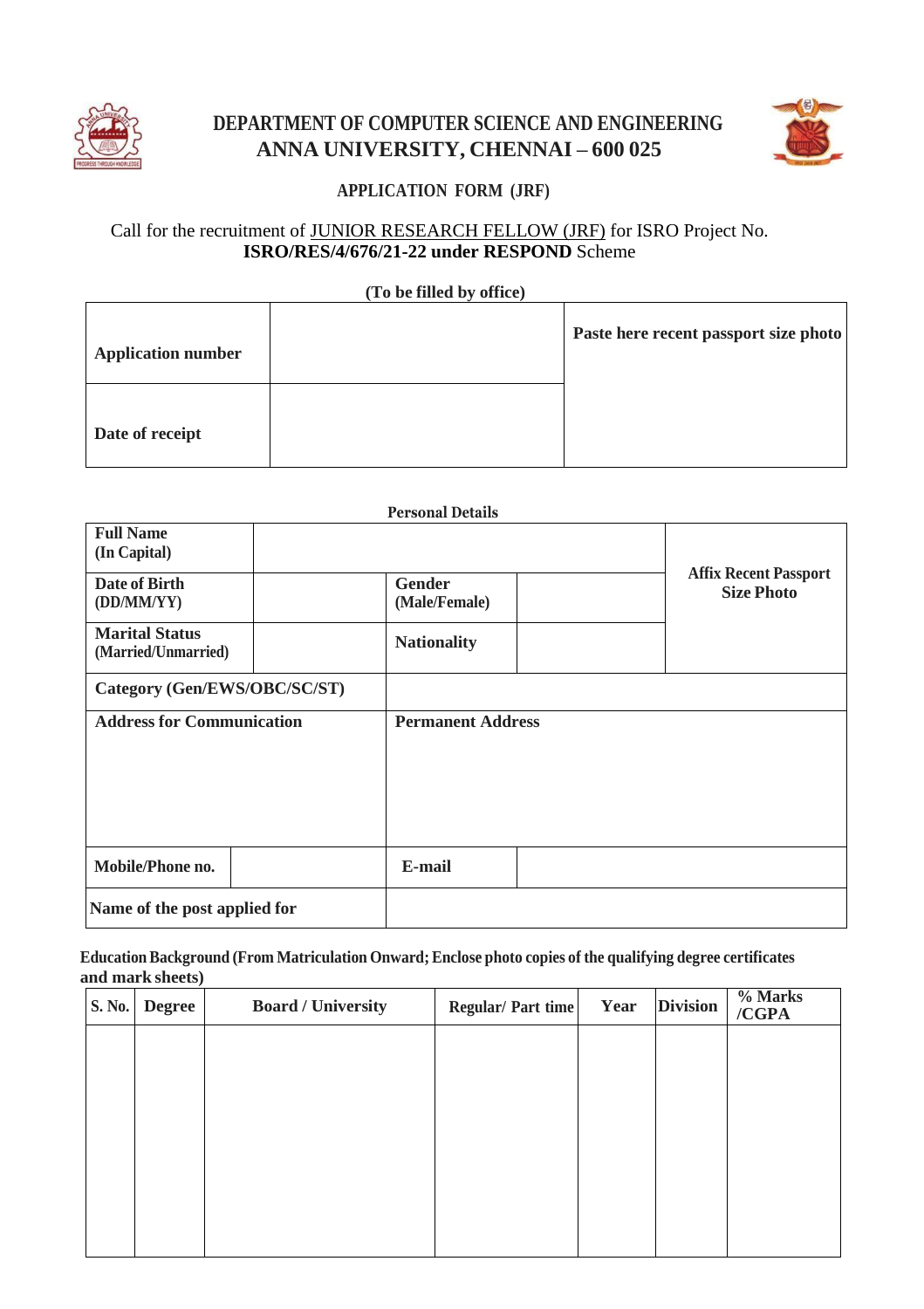# DEPARTMENT OF COMPUTER SCIENCE AND ENGINEERING
## ANNA UNIVERSITY, CHENNAI – 600 025

### APPLICATION FORM (JRF)

Call for the recruitment of JUNIOR RESEARCH FELLOW (JRF) for ISRO Project No. **ISRO/RES/4/676/21-22 under RESPOND** Scheme

**(To be filled by office)**

| | | |
|---|---|---|
| **Application number** | | **Paste here recent passport size photo** |
| **Date of receipt** | | |

**Personal Details**

| | | | | |
|---|---|---|---|---|
| **Full Name (In Capital)** | | | | **Affix Recent Passport Size Photo** |
| **Date of Birth (DD/MM/YY)** | | **Gender (Male/Female)** | | |
| **Marital Status (Married/Unmarried)** | | **Nationality** | | |
| **Category (Gen/EWS/OBC/SC/ST)** | | | | |
| **Address for Communication** | | **Permanent Address** | | |
| **Mobile/Phone no.** | | **E-mail** | | |
| **Name of the post applied for** | | | | |

**Education Background (From Matriculation Onward; Enclose photo copies of the qualifying degree certificates and mark sheets)**

| S. No. | Degree | Board / University | Regular/ Part time | Year | Division | % Marks /CGPA |
|---|---|---|---|---|---|---|
| | | | | | | |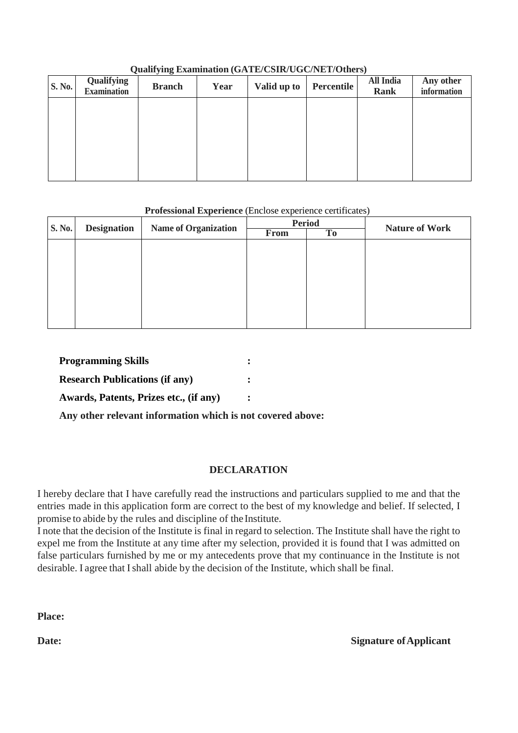**Qualifying Examination (GATE/CSIR/UGC/NET/Others)**

| S. No. | Qualifying Examination | Branch | Year | Valid up to | Percentile | All India Rank | Any other information |
|---|---|---|---|---|---|---|---|
| | | | | | | | |

**Professional Experience** (Enclose experience certificates)

| S. No. | Designation | Name of Organization | Period | | Nature of Work |
|---|---|---|---|---|---|
| | | | From | To | |
| | | | | | |

**Programming Skills :**

**Research Publications (if any) :**

**Awards, Patents, Prizes etc., (if any) :**

**Any other relevant information which is not covered above:**

## DECLARATION

I hereby declare that I have carefully read the instructions and particulars supplied to me and that the entries made in this application form are correct to the best of my knowledge and belief. If selected, I promise to abide by the rules and discipline of the Institute.

I note that the decision of the Institute is final in regard to selection. The Institute shall have the right to expel me from the Institute at any time after my selection, provided it is found that I was admitted on false particulars furnished by me or my antecedents prove that my continuance in the Institute is not desirable. I agree that I shall abide by the decision of the Institute, which shall be final.

**Place:**

**Date:** **Signature of Applicant**